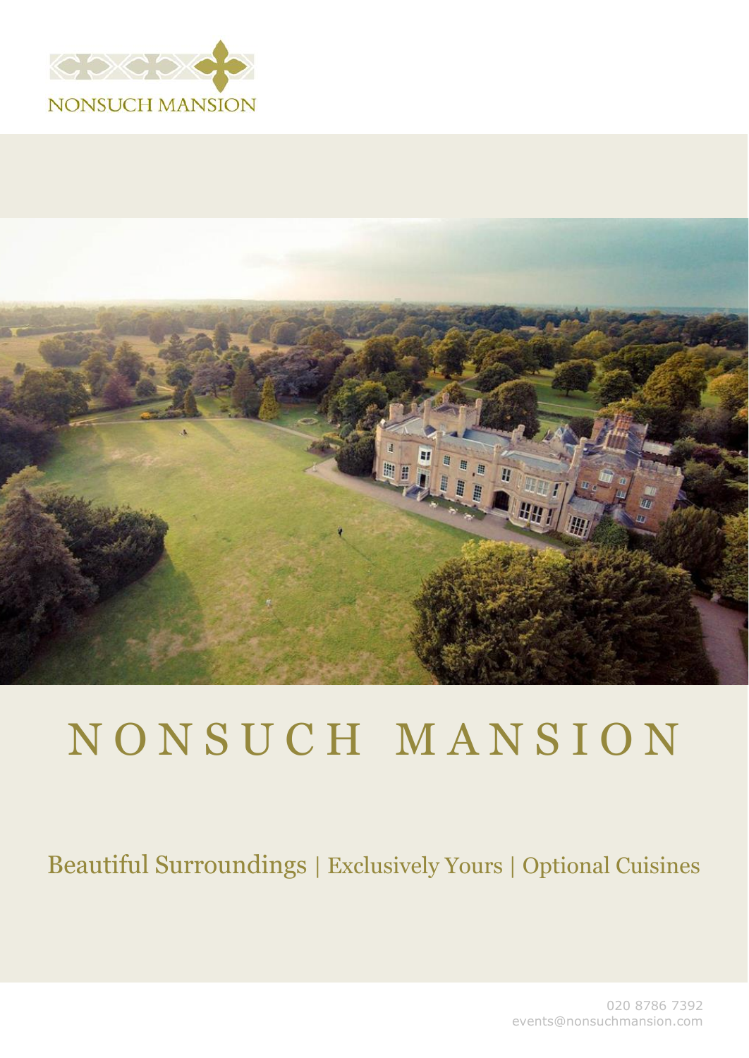NONSUCH MANSION

# NONSUCH MANSION

Beautiful Surroundings | Exclusively Yours | Optional Cuisines

020 8786 7392
events@nonsuchmansion.com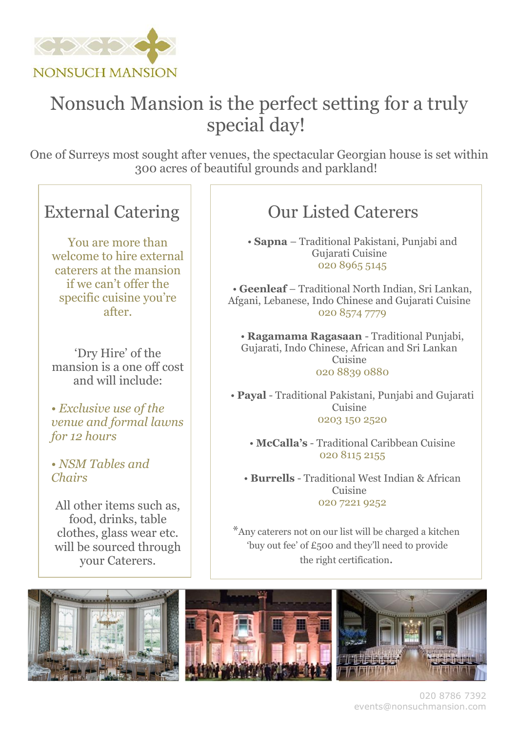NONSUCH MANSION

# Nonsuch Mansion is the perfect setting for a truly special day!

One of Surreys most sought after venues, the spectacular Georgian house is set within 300 acres of beautiful grounds and parkland!

## External Catering

You are more than welcome to hire external caterers at the mansion if we can't offer the specific cuisine you're after.

'Dry Hire' of the mansion is a one off cost and will include:

- *Exclusive use of the venue and formal lawns for 12 hours*
- *NSM Tables and Chairs*

All other items such as, food, drinks, table clothes, glass wear etc. will be sourced through your Caterers.

## Our Listed Caterers

- **Sapna** – Traditional Pakistani, Punjabi and Gujarati Cuisine
  020 8965 5145

- **Geenleaf** – Traditional North Indian, Sri Lankan, Afgani, Lebanese, Indo Chinese and Gujarati Cuisine
  020 8574 7779

- **Ragamama Ragasaan** - Traditional Punjabi, Gujarati, Indo Chinese, African and Sri Lankan Cuisine
  020 8839 0880

- **Payal** - Traditional Pakistani, Punjabi and Gujarati Cuisine
  0203 150 2520

- **McCalla's** - Traditional Caribbean Cuisine
  020 8115 2155

- **Burrells** - Traditional West Indian & African Cuisine
  020 7221 9252

*Any caterers not on our list will be charged a kitchen 'buy out fee' of £500 and they'll need to provide the right certification.

020 8786 7392
events@nonsuchmansion.com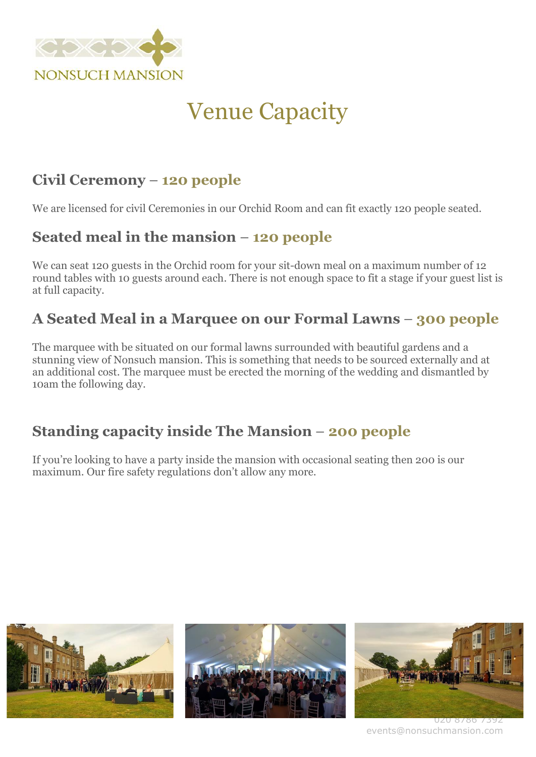NONSUCH MANSION

# Venue Capacity

## Civil Ceremony – 120 people

We are licensed for civil Ceremonies in our Orchid Room and can fit exactly 120 people seated.

## Seated meal in the mansion – 120 people

We can seat 120 guests in the Orchid room for your sit-down meal on a maximum number of 12 round tables with 10 guests around each. There is not enough space to fit a stage if your guest list is at full capacity.

## A Seated Meal in a Marquee on our Formal Lawns – 300 people

The marquee with be situated on our formal lawns surrounded with beautiful gardens and a stunning view of Nonsuch mansion. This is something that needs to be sourced externally and at an additional cost. The marquee must be erected the morning of the wedding and dismantled by 10am the following day.

## Standing capacity inside The Mansion – 200 people

If you're looking to have a party inside the mansion with occasional seating then 200 is our maximum. Our fire safety regulations don't allow any more.

020 8786 7392
events@nonsuchmansion.com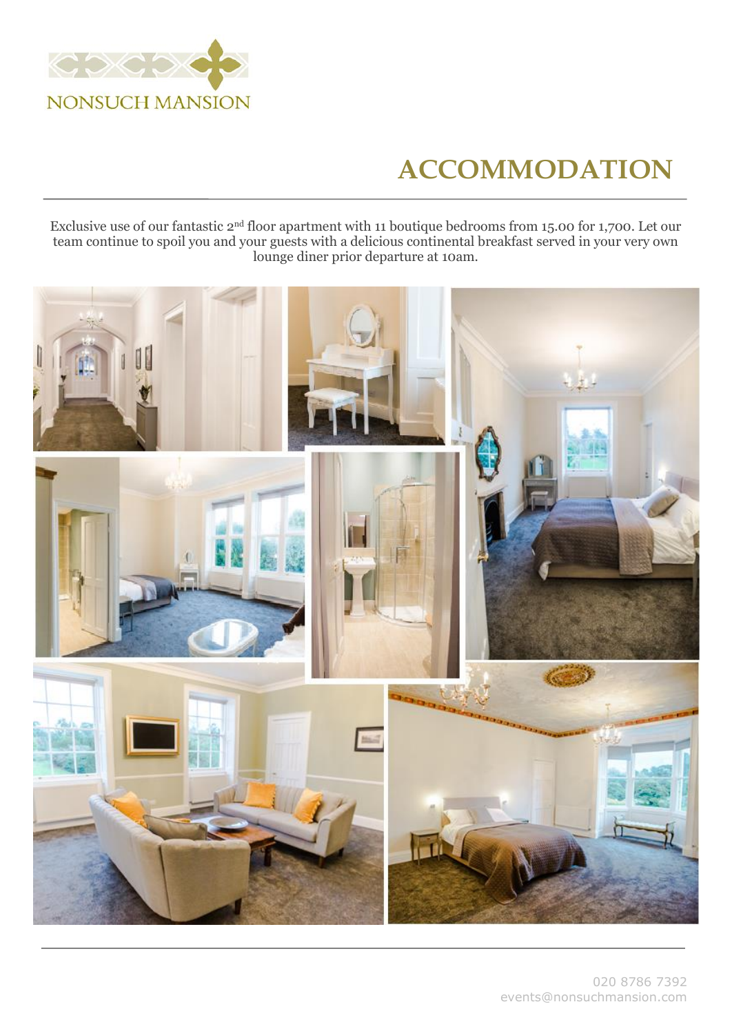NONSUCH MANSION

# ACCOMMODATION

Exclusive use of our fantastic 2nd floor apartment with 11 boutique bedrooms from 15.00 for 1,700. Let our team continue to spoil you and your guests with a delicious continental breakfast served in your very own lounge diner prior departure at 10am.

020 8786 7392
events@nonsuchmansion.com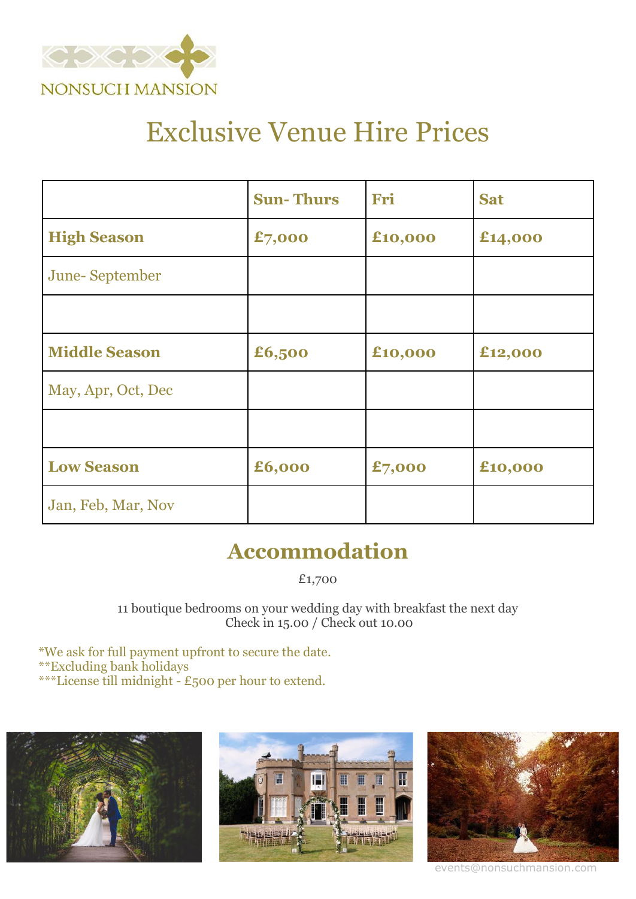NONSUCH MANSION

# Exclusive Venue Hire Prices

| | **Sun- Thurs** | **Fri** | **Sat** |
|---|---|---|---|
| **High Season** | **£7,000** | **£10,000** | **£14,000** |
| June- September | | | |
| | | | |
| **Middle Season** | **£6,500** | **£10,000** | **£12,000** |
| May, Apr, Oct, Dec | | | |
| | | | |
| **Low Season** | **£6,000** | **£7,000** | **£10,000** |
| Jan, Feb, Mar, Nov | | | |

## Accommodation

£1,700

11 boutique bedrooms on your wedding day with breakfast the next day
Check in 15.00 / Check out 10.00

*We ask for full payment upfront to secure the date.
**Excluding bank holidays
***License till midnight - £500 per hour to extend.

events@nonsuchmansion.com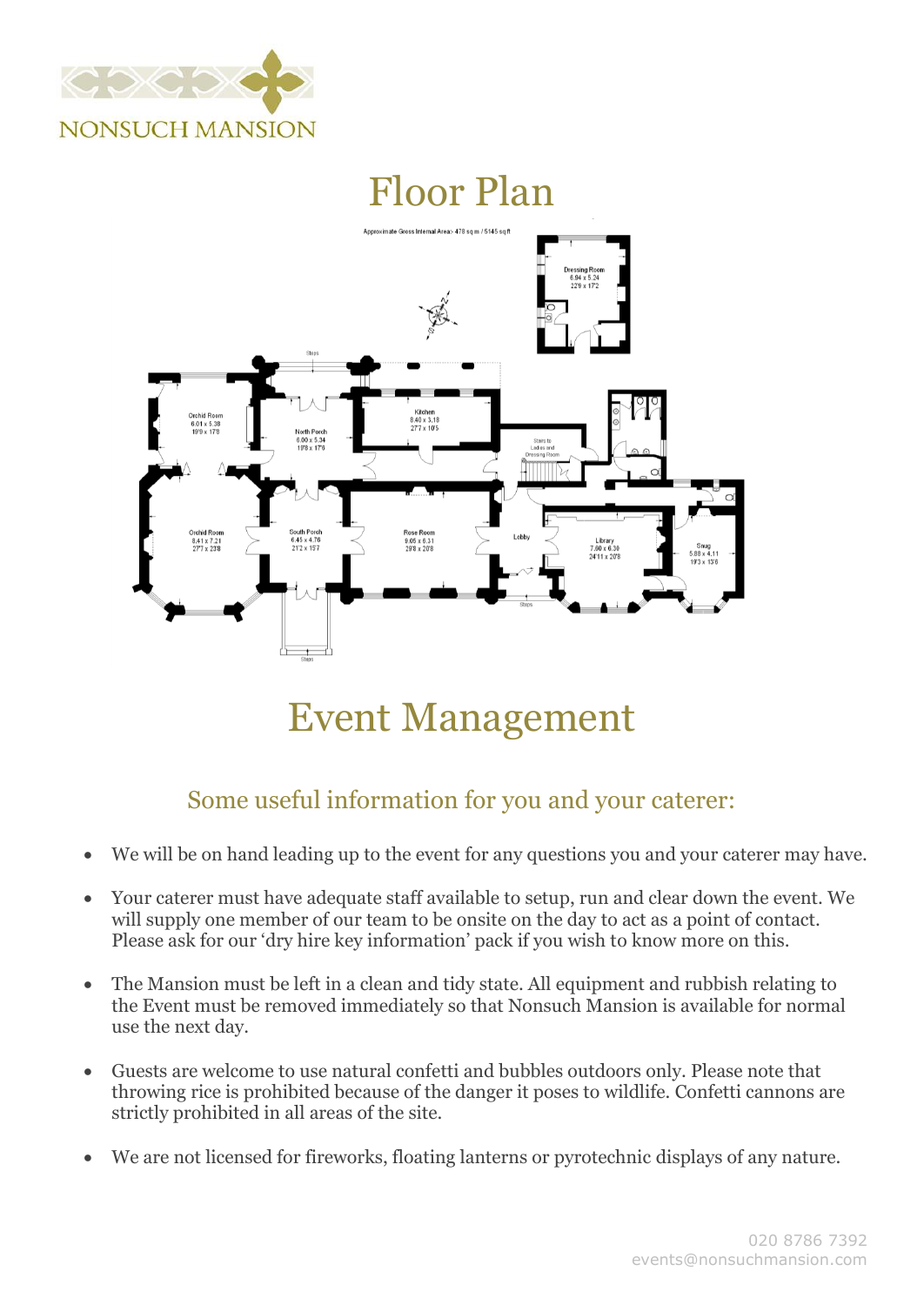NONSUCH MANSION

# Floor Plan

Approximate Gross Internal Area= 478 sq m / 5145 sq ft

Dressing Room
6.94 x 5.24
22'9 x 17'2

Steps

Kitchen
8.40 x 3.18
27'7 x 10'5

Orchid Room
6.01 x 5.38
19'9 x 17'8

North Porch
6.00 x 5.34
19'8 x 17'6

Stairs to Ladies and Dressing Room

Orchid Room
8.41 x 7.21
27'7 x 23'8

South Porch
6.45 x 4.78
21'2 x 15'7

Rose Room
9.05 x 6.31
29'8 x 20'8

Lobby

Library
7.60 x 6.30
24'11 x 20'8

Snug
5.88 x 4.11
19'3 x 13'6

Steps

Steps

# Event Management

## Some useful information for you and your caterer:

- We will be on hand leading up to the event for any questions you and your caterer may have.
- Your caterer must have adequate staff available to setup, run and clear down the event. We will supply one member of our team to be onsite on the day to act as a point of contact. Please ask for our 'dry hire key information' pack if you wish to know more on this.
- The Mansion must be left in a clean and tidy state. All equipment and rubbish relating to the Event must be removed immediately so that Nonsuch Mansion is available for normal use the next day.
- Guests are welcome to use natural confetti and bubbles outdoors only. Please note that throwing rice is prohibited because of the danger it poses to wildlife. Confetti cannons are strictly prohibited in all areas of the site.
- We are not licensed for fireworks, floating lanterns or pyrotechnic displays of any nature.

020 8786 7392
events@nonsuchmansion.com